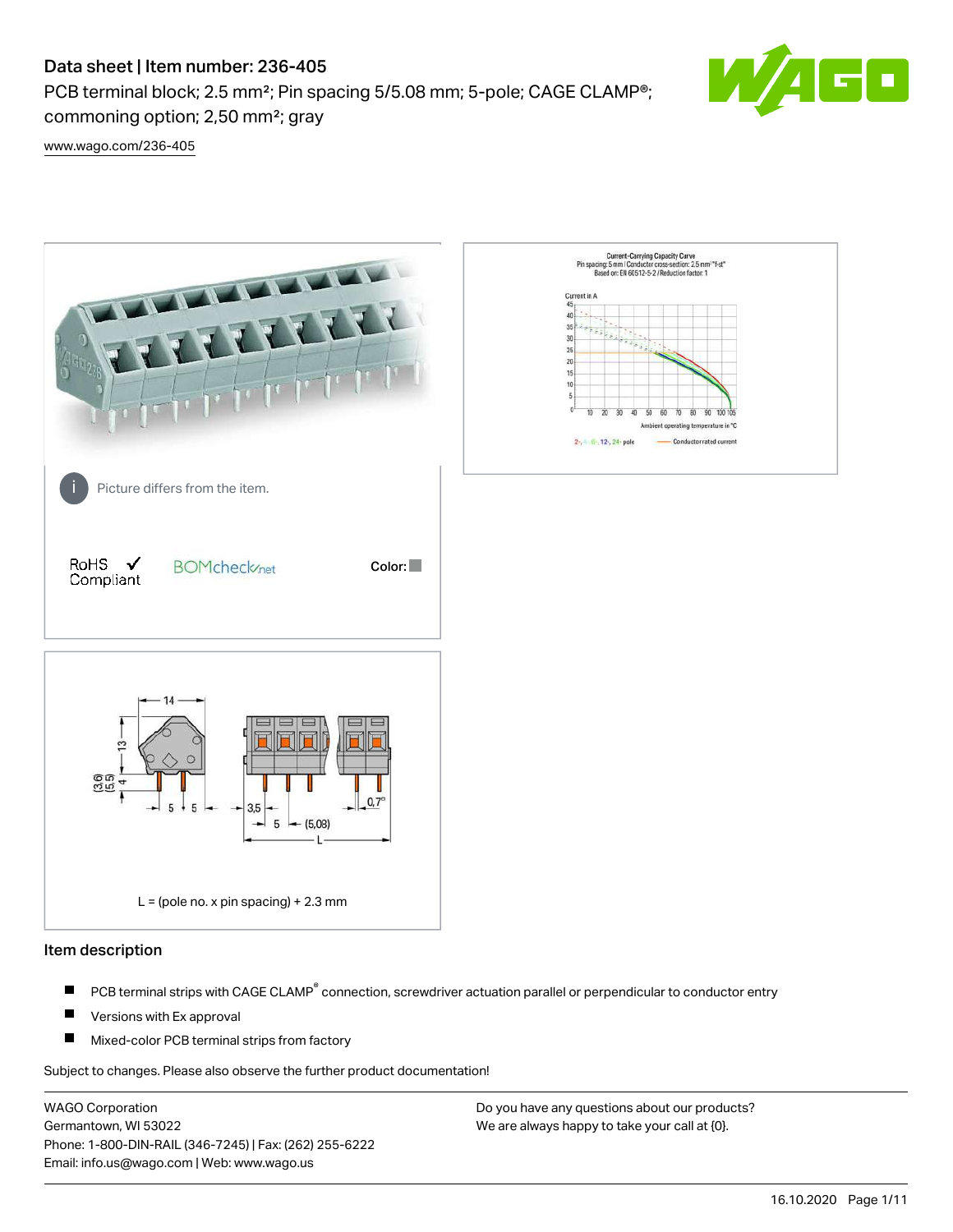# Data sheet | Item number: 236-405

PCB terminal block; 2.5 mm²; Pin spacing 5/5.08 mm; 5-pole; CAGE CLAMP®; commoning option; 2,50 mm²; gray

www.wago.com/236-405

Picture differs from the item.

RoHS ✓ Compliant

BOMcheck.net

Color:

L = (pole no. x pin spacing) + 2.3 mm

## Item description

- PCB terminal strips with CAGE CLAMP® connection, screwdriver actuation parallel or perpendicular to conductor entry
- Versions with Ex approval
- Mixed-color PCB terminal strips from factory

Subject to changes. Please also observe the further product documentation!

WAGO Corporation
Germantown, WI 53022
Phone: 1-800-DIN-RAIL (346-7245) | Fax: (262) 255-6222
Email: info.us@wago.com | Web: www.wago.us

Do you have any questions about our products?
We are always happy to take your call at {0}.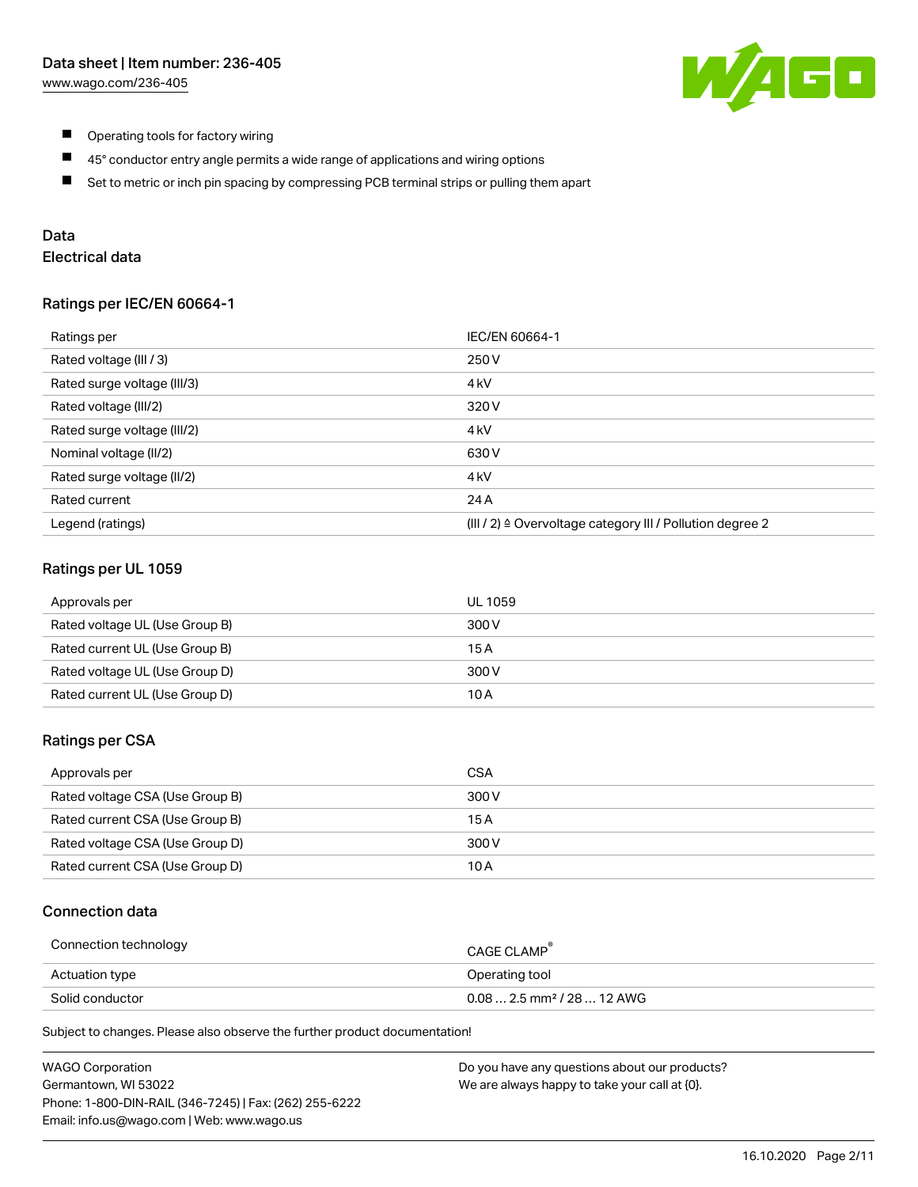- Operating tools for factory wiring
- 45° conductor entry angle permits a wide range of applications and wiring options
- Set to metric or inch pin spacing by compressing PCB terminal strips or pulling them apart

## Data

### Electrical data

#### Ratings per IEC/EN 60664-1

| Ratings per | IEC/EN 60664-1 |
| --- | --- |
| Rated voltage (III / 3) | 250 V |
| Rated surge voltage (III/3) | 4 kV |
| Rated voltage (III/2) | 320 V |
| Rated surge voltage (III/2) | 4 kV |
| Nominal voltage (II/2) | 630 V |
| Rated surge voltage (II/2) | 4 kV |
| Rated current | 24 A |
| Legend (ratings) | (III / 2) ≙ Overvoltage category III / Pollution degree 2 |

#### Ratings per UL 1059

| Approvals per | UL 1059 |
| --- | --- |
| Rated voltage UL (Use Group B) | 300 V |
| Rated current UL (Use Group B) | 15 A |
| Rated voltage UL (Use Group D) | 300 V |
| Rated current UL (Use Group D) | 10 A |

#### Ratings per CSA

| Approvals per | CSA |
| --- | --- |
| Rated voltage CSA (Use Group B) | 300 V |
| Rated current CSA (Use Group B) | 15 A |
| Rated voltage CSA (Use Group D) | 300 V |
| Rated current CSA (Use Group D) | 10 A |

### Connection data

| Connection technology | CAGE CLAMP® |
| --- | --- |
| Actuation type | Operating tool |
| Solid conductor | 0.08 … 2.5 mm² / 28 … 12 AWG |

Subject to changes. Please also observe the further product documentation!

WAGO Corporation
Germantown, WI 53022
Phone: 1-800-DIN-RAIL (346-7245) | Fax: (262) 255-6222
Email: info.us@wago.com | Web: www.wago.us

Do you have any questions about our products?
We are always happy to take your call at {0}.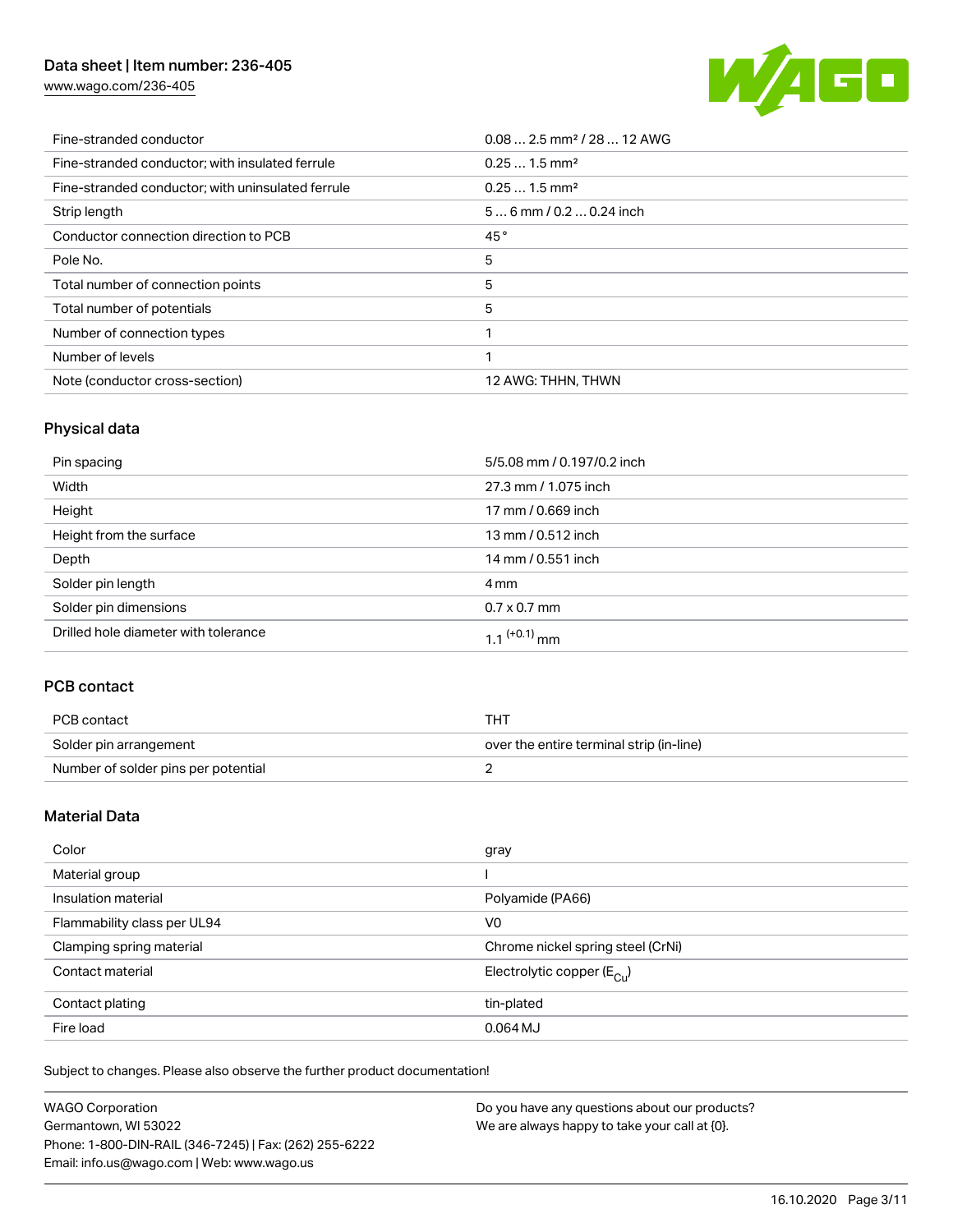| | |
|---|---|
| Fine-stranded conductor | 0.08 … 2.5 mm² / 28 … 12 AWG |
| Fine-stranded conductor; with insulated ferrule | 0.25 … 1.5 mm² |
| Fine-stranded conductor; with uninsulated ferrule | 0.25 … 1.5 mm² |
| Strip length | 5 … 6 mm / 0.2 … 0.24 inch |
| Conductor connection direction to PCB | 45 ° |
| Pole No. | 5 |
| Total number of connection points | 5 |
| Total number of potentials | 5 |
| Number of connection types | 1 |
| Number of levels | 1 |
| Note (conductor cross-section) | 12 AWG: THHN, THWN |

## Physical data

| | |
|---|---|
| Pin spacing | 5/5.08 mm / 0.197/0.2 inch |
| Width | 27.3 mm / 1.075 inch |
| Height | 17 mm / 0.669 inch |
| Height from the surface | 13 mm / 0.512 inch |
| Depth | 14 mm / 0.551 inch |
| Solder pin length | 4 mm |
| Solder pin dimensions | 0.7 x 0.7 mm |
| Drilled hole diameter with tolerance | $1.1^{(+0.1)}$ mm |

## PCB contact

| | |
|---|---|
| PCB contact | THT |
| Solder pin arrangement | over the entire terminal strip (in-line) |
| Number of solder pins per potential | 2 |

## Material Data

| | |
|---|---|
| Color | gray |
| Material group | I |
| Insulation material | Polyamide (PA66) |
| Flammability class per UL94 | V0 |
| Clamping spring material | Chrome nickel spring steel (CrNi) |
| Contact material | Electrolytic copper ($E_{Cu}$) |
| Contact plating | tin-plated |
| Fire load | 0.064 MJ |

Subject to changes. Please also observe the further product documentation!

WAGO Corporation
Germantown, WI 53022
Phone: 1-800-DIN-RAIL (346-7245) | Fax: (262) 255-6222
Email: info.us@wago.com | Web: www.wago.us

Do you have any questions about our products?
We are always happy to take your call at {0}.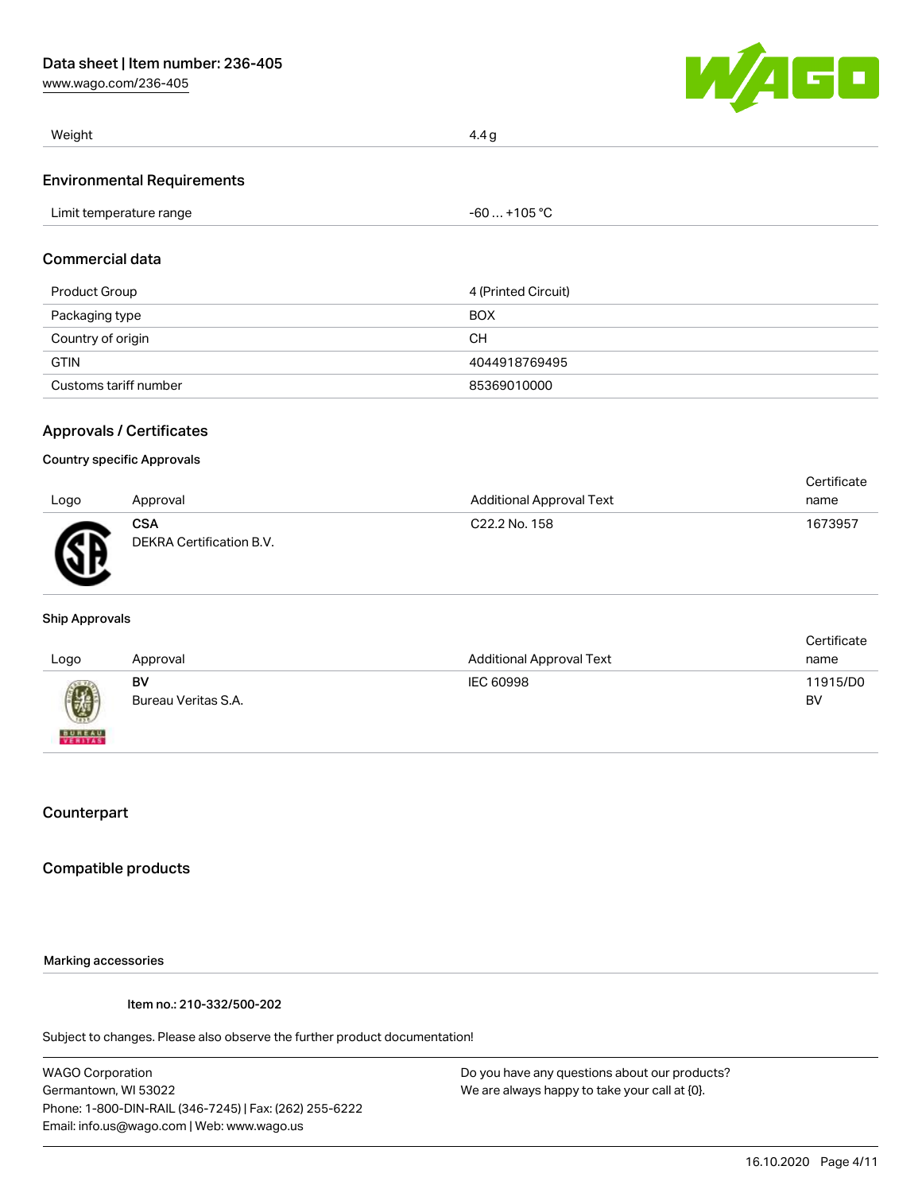| Weight | 4.4 g |
| --- | --- |

## Environmental Requirements

| Limit temperature range | -60 … +105 °C |
| --- | --- |

## Commercial data

| Product Group | 4 (Printed Circuit) |
| --- | --- |
| Packaging type | BOX |
| Country of origin | CH |
| GTIN | 4044918769495 |
| Customs tariff number | 85369010000 |

## Approvals / Certificates

### Country specific Approvals

| Logo | Approval | Additional Approval Text | Certificate name |
| --- | --- | --- | --- |
| | **CSA**<br>DEKRA Certification B.V. | C22.2 No. 158 | 1673957 |

### Ship Approvals

| Logo | Approval | Additional Approval Text | Certificate name |
| --- | --- | --- | --- |
| | **BV**<br>Bureau Veritas S.A. | IEC 60998 | 11915/D0 BV |

## Counterpart

## Compatible products

#### Marking accessories

Item no.: 210-332/500-202

Subject to changes. Please also observe the further product documentation!

WAGO Corporation
Germantown, WI 53022
Phone: 1-800-DIN-RAIL (346-7245) | Fax: (262) 255-6222
Email: info.us@wago.com | Web: www.wago.us

Do you have any questions about our products?
We are always happy to take your call at {0}.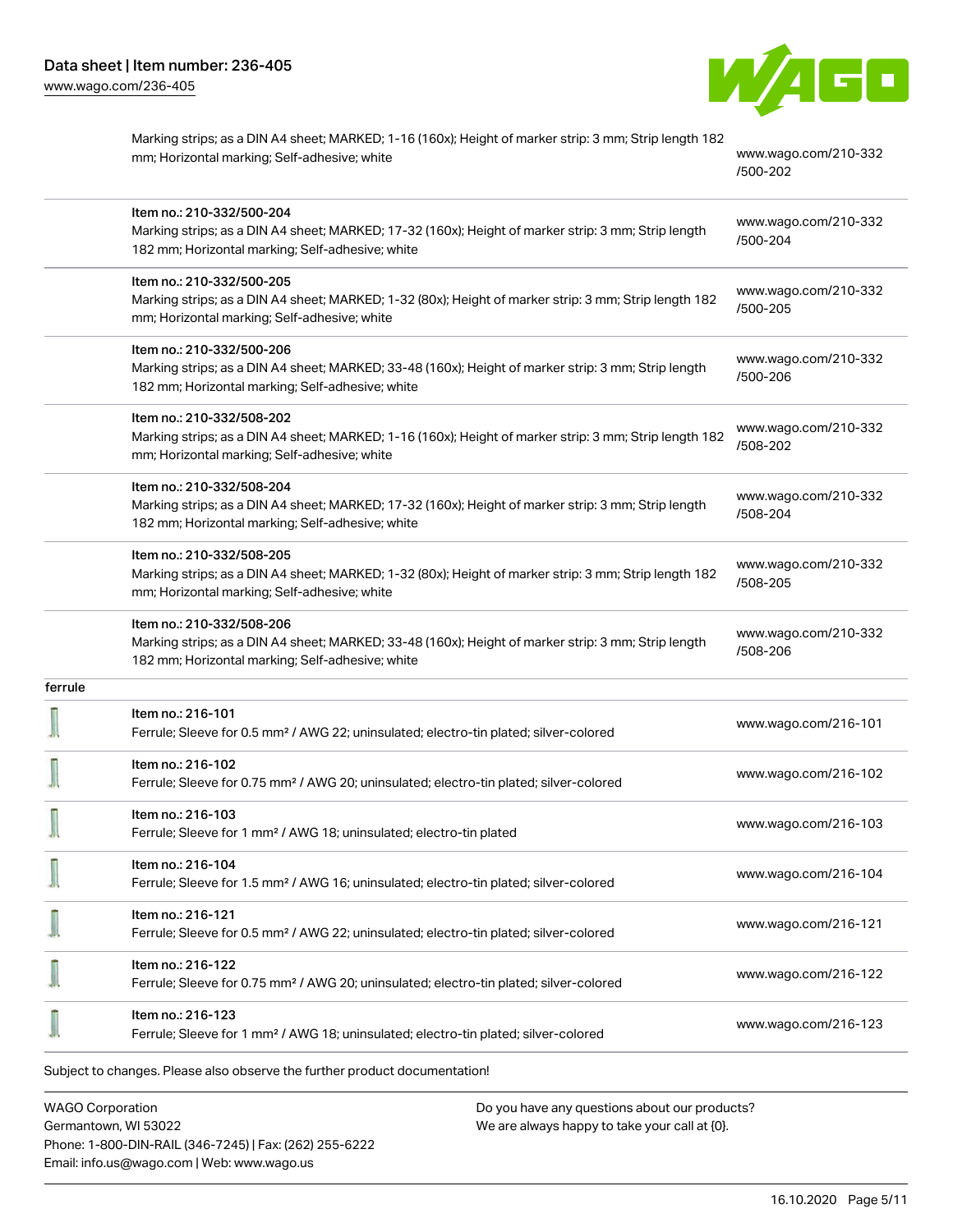| | | |
|---|---|---|
| | Marking strips; as a DIN A4 sheet; MARKED; 1-16 (160x); Height of marker strip: 3 mm; Strip length 182 mm; Horizontal marking; Self-adhesive; white | www.wago.com/210-332/500-202 |
| | Item no.: 210-332/500-204<br>Marking strips; as a DIN A4 sheet; MARKED; 17-32 (160x); Height of marker strip: 3 mm; Strip length 182 mm; Horizontal marking; Self-adhesive; white | www.wago.com/210-332/500-204 |
| | Item no.: 210-332/500-205<br>Marking strips; as a DIN A4 sheet; MARKED; 1-32 (80x); Height of marker strip: 3 mm; Strip length 182 mm; Horizontal marking; Self-adhesive; white | www.wago.com/210-332/500-205 |
| | Item no.: 210-332/500-206<br>Marking strips; as a DIN A4 sheet; MARKED; 33-48 (160x); Height of marker strip: 3 mm; Strip length 182 mm; Horizontal marking; Self-adhesive; white | www.wago.com/210-332/500-206 |
| | Item no.: 210-332/508-202<br>Marking strips; as a DIN A4 sheet; MARKED; 1-16 (160x); Height of marker strip: 3 mm; Strip length 182 mm; Horizontal marking; Self-adhesive; white | www.wago.com/210-332/508-202 |
| | Item no.: 210-332/508-204<br>Marking strips; as a DIN A4 sheet; MARKED; 17-32 (160x); Height of marker strip: 3 mm; Strip length 182 mm; Horizontal marking; Self-adhesive; white | www.wago.com/210-332/508-204 |
| | Item no.: 210-332/508-205<br>Marking strips; as a DIN A4 sheet; MARKED; 1-32 (80x); Height of marker strip: 3 mm; Strip length 182 mm; Horizontal marking; Self-adhesive; white | www.wago.com/210-332/508-205 |
| | Item no.: 210-332/508-206<br>Marking strips; as a DIN A4 sheet; MARKED; 33-48 (160x); Height of marker strip: 3 mm; Strip length 182 mm; Horizontal marking; Self-adhesive; white | www.wago.com/210-332/508-206 |
| ferrule | | |
| | Item no.: 216-101<br>Ferrule; Sleeve for 0.5 mm² / AWG 22; uninsulated; electro-tin plated; silver-colored | www.wago.com/216-101 |
| | Item no.: 216-102<br>Ferrule; Sleeve for 0.75 mm² / AWG 20; uninsulated; electro-tin plated; silver-colored | www.wago.com/216-102 |
| | Item no.: 216-103<br>Ferrule; Sleeve for 1 mm² / AWG 18; uninsulated; electro-tin plated | www.wago.com/216-103 |
| | Item no.: 216-104<br>Ferrule; Sleeve for 1.5 mm² / AWG 16; uninsulated; electro-tin plated; silver-colored | www.wago.com/216-104 |
| | Item no.: 216-121<br>Ferrule; Sleeve for 0.5 mm² / AWG 22; uninsulated; electro-tin plated; silver-colored | www.wago.com/216-121 |
| | Item no.: 216-122<br>Ferrule; Sleeve for 0.75 mm² / AWG 20; uninsulated; electro-tin plated; silver-colored | www.wago.com/216-122 |
| | Item no.: 216-123<br>Ferrule; Sleeve for 1 mm² / AWG 18; uninsulated; electro-tin plated; silver-colored | www.wago.com/216-123 |

Subject to changes. Please also observe the further product documentation!

WAGO Corporation
Germantown, WI 53022
Phone: 1-800-DIN-RAIL (346-7245) | Fax: (262) 255-6222
Email: info.us@wago.com | Web: www.wago.us

Do you have any questions about our products?
We are always happy to take your call at {0}.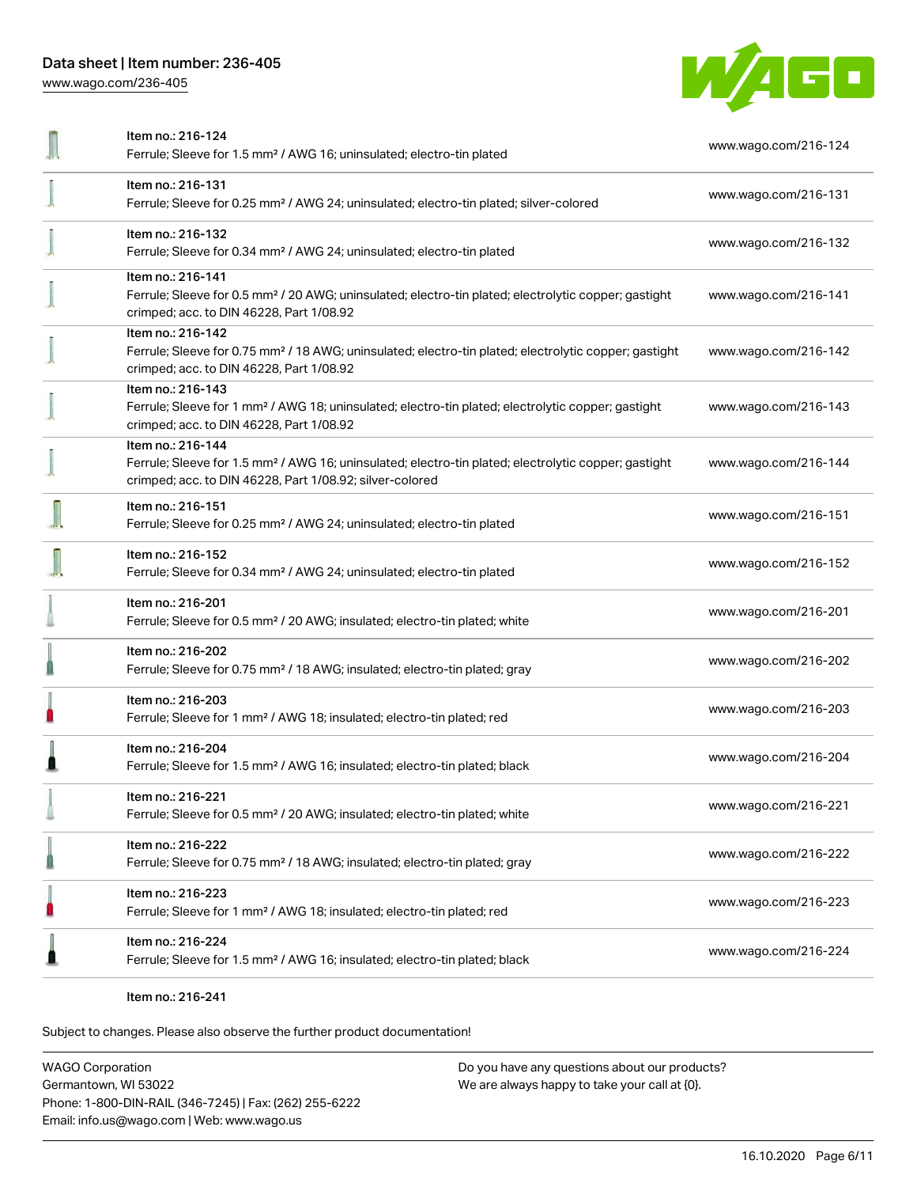| Item | URL |
| --- | --- |
| Item no.: 216-124<br>Ferrule; Sleeve for 1.5 mm² / AWG 16; uninsulated; electro-tin plated | www.wago.com/216-124 |
| Item no.: 216-131<br>Ferrule; Sleeve for 0.25 mm² / AWG 24; uninsulated; electro-tin plated; silver-colored | www.wago.com/216-131 |
| Item no.: 216-132<br>Ferrule; Sleeve for 0.34 mm² / AWG 24; uninsulated; electro-tin plated | www.wago.com/216-132 |
| Item no.: 216-141<br>Ferrule; Sleeve for 0.5 mm² / 20 AWG; uninsulated; electro-tin plated; electrolytic copper; gastight crimped; acc. to DIN 46228, Part 1/08.92 | www.wago.com/216-141 |
| Item no.: 216-142<br>Ferrule; Sleeve for 0.75 mm² / 18 AWG; uninsulated; electro-tin plated; electrolytic copper; gastight crimped; acc. to DIN 46228, Part 1/08.92 | www.wago.com/216-142 |
| Item no.: 216-143<br>Ferrule; Sleeve for 1 mm² / AWG 18; uninsulated; electro-tin plated; electrolytic copper; gastight crimped; acc. to DIN 46228, Part 1/08.92 | www.wago.com/216-143 |
| Item no.: 216-144<br>Ferrule; Sleeve for 1.5 mm² / AWG 16; uninsulated; electro-tin plated; electrolytic copper; gastight crimped; acc. to DIN 46228, Part 1/08.92; silver-colored | www.wago.com/216-144 |
| Item no.: 216-151<br>Ferrule; Sleeve for 0.25 mm² / AWG 24; uninsulated; electro-tin plated | www.wago.com/216-151 |
| Item no.: 216-152<br>Ferrule; Sleeve for 0.34 mm² / AWG 24; uninsulated; electro-tin plated | www.wago.com/216-152 |
| Item no.: 216-201<br>Ferrule; Sleeve for 0.5 mm² / 20 AWG; insulated; electro-tin plated; white | www.wago.com/216-201 |
| Item no.: 216-202<br>Ferrule; Sleeve for 0.75 mm² / 18 AWG; insulated; electro-tin plated; gray | www.wago.com/216-202 |
| Item no.: 216-203<br>Ferrule; Sleeve for 1 mm² / AWG 18; insulated; electro-tin plated; red | www.wago.com/216-203 |
| Item no.: 216-204<br>Ferrule; Sleeve for 1.5 mm² / AWG 16; insulated; electro-tin plated; black | www.wago.com/216-204 |
| Item no.: 216-221<br>Ferrule; Sleeve for 0.5 mm² / 20 AWG; insulated; electro-tin plated; white | www.wago.com/216-221 |
| Item no.: 216-222<br>Ferrule; Sleeve for 0.75 mm² / 18 AWG; insulated; electro-tin plated; gray | www.wago.com/216-222 |
| Item no.: 216-223<br>Ferrule; Sleeve for 1 mm² / AWG 18; insulated; electro-tin plated; red | www.wago.com/216-223 |
| Item no.: 216-224<br>Ferrule; Sleeve for 1.5 mm² / AWG 16; insulated; electro-tin plated; black | www.wago.com/216-224 |
| Item no.: 216-241 | |

Subject to changes. Please also observe the further product documentation!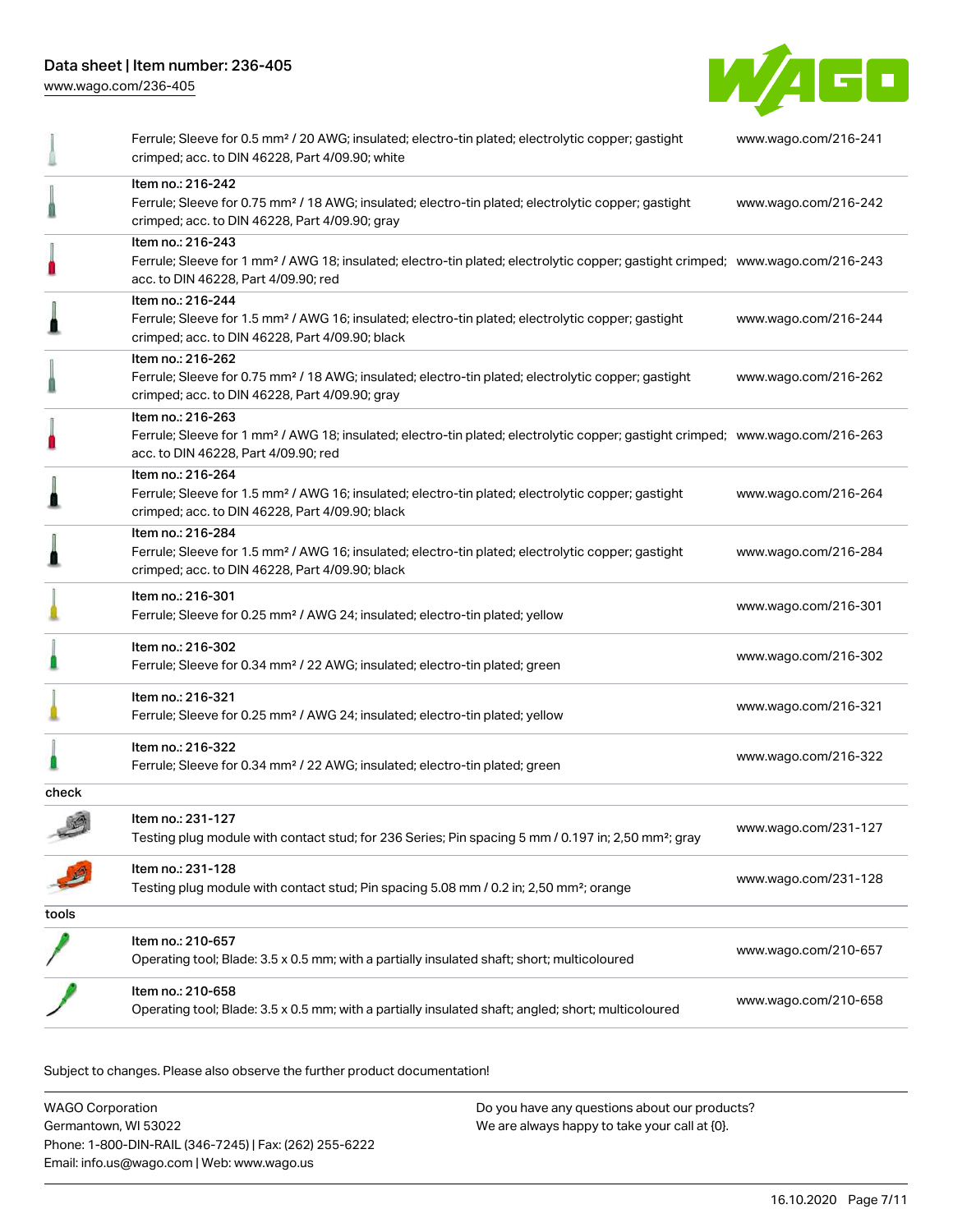| | | |
|---|---|---|
| | Ferrule; Sleeve for 0.5 mm² / 20 AWG; insulated; electro-tin plated; electrolytic copper; gastight crimped; acc. to DIN 46228, Part 4/09.90; white | www.wago.com/216-241 |
| | Item no.: 216-242<br>Ferrule; Sleeve for 0.75 mm² / 18 AWG; insulated; electro-tin plated; electrolytic copper; gastight crimped; acc. to DIN 46228, Part 4/09.90; gray | www.wago.com/216-242 |
| | Item no.: 216-243<br>Ferrule; Sleeve for 1 mm² / AWG 18; insulated; electro-tin plated; electrolytic copper; gastight crimped; acc. to DIN 46228, Part 4/09.90; red | www.wago.com/216-243 |
| | Item no.: 216-244<br>Ferrule; Sleeve for 1.5 mm² / AWG 16; insulated; electro-tin plated; electrolytic copper; gastight crimped; acc. to DIN 46228, Part 4/09.90; black | www.wago.com/216-244 |
| | Item no.: 216-262<br>Ferrule; Sleeve for 0.75 mm² / 18 AWG; insulated; electro-tin plated; electrolytic copper; gastight crimped; acc. to DIN 46228, Part 4/09.90; gray | www.wago.com/216-262 |
| | Item no.: 216-263<br>Ferrule; Sleeve for 1 mm² / AWG 18; insulated; electro-tin plated; electrolytic copper; gastight crimped; acc. to DIN 46228, Part 4/09.90; red | www.wago.com/216-263 |
| | Item no.: 216-264<br>Ferrule; Sleeve for 1.5 mm² / AWG 16; insulated; electro-tin plated; electrolytic copper; gastight crimped; acc. to DIN 46228, Part 4/09.90; black | www.wago.com/216-264 |
| | Item no.: 216-284<br>Ferrule; Sleeve for 1.5 mm² / AWG 16; insulated; electro-tin plated; electrolytic copper; gastight crimped; acc. to DIN 46228, Part 4/09.90; black | www.wago.com/216-284 |
| | Item no.: 216-301<br>Ferrule; Sleeve for 0.25 mm² / AWG 24; insulated; electro-tin plated; yellow | www.wago.com/216-301 |
| | Item no.: 216-302<br>Ferrule; Sleeve for 0.34 mm² / 22 AWG; insulated; electro-tin plated; green | www.wago.com/216-302 |
| | Item no.: 216-321<br>Ferrule; Sleeve for 0.25 mm² / AWG 24; insulated; electro-tin plated; yellow | www.wago.com/216-321 |
| | Item no.: 216-322<br>Ferrule; Sleeve for 0.34 mm² / 22 AWG; insulated; electro-tin plated; green | www.wago.com/216-322 |
| check | | |
| | Item no.: 231-127<br>Testing plug module with contact stud; for 236 Series; Pin spacing 5 mm / 0.197 in; 2,50 mm²; gray | www.wago.com/231-127 |
| | Item no.: 231-128<br>Testing plug module with contact stud; Pin spacing 5.08 mm / 0.2 in; 2,50 mm²; orange | www.wago.com/231-128 |
| tools | | |
| | Item no.: 210-657<br>Operating tool; Blade: 3.5 x 0.5 mm; with a partially insulated shaft; short; multicoloured | www.wago.com/210-657 |
| | Item no.: 210-658<br>Operating tool; Blade: 3.5 x 0.5 mm; with a partially insulated shaft; angled; short; multicoloured | www.wago.com/210-658 |

Subject to changes. Please also observe the further product documentation!

WAGO Corporation
Germantown, WI 53022
Phone: 1-800-DIN-RAIL (346-7245) | Fax: (262) 255-6222
Email: info.us@wago.com | Web: www.wago.us

Do you have any questions about our products?
We are always happy to take your call at {0}.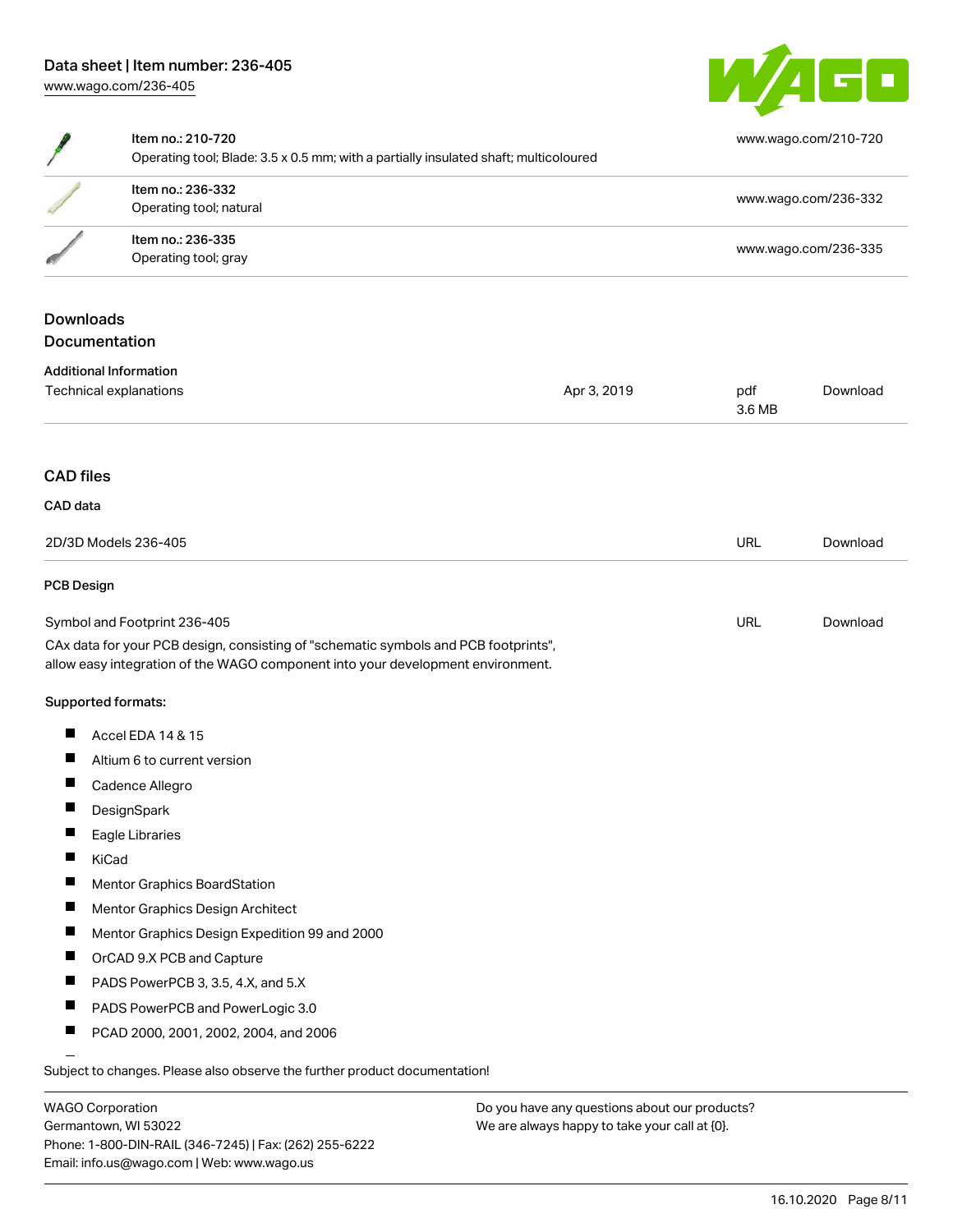| Item | Link |
| --- | --- |
| Item no.: 210-720<br>Operating tool; Blade: 3.5 x 0.5 mm; with a partially insulated shaft; multicoloured | www.wago.com/210-720 |
| Item no.: 236-332<br>Operating tool; natural | www.wago.com/236-332 |
| Item no.: 236-335<br>Operating tool; gray | www.wago.com/236-335 |

## Downloads

### Documentation

**Additional Information**

| | | | |
| --- | --- | --- | --- |
| Technical explanations | Apr 3, 2019 | pdf<br>3.6 MB | Download |

### CAD files

**CAD data**

| | | |
| --- | --- | --- |
| 2D/3D Models 236-405 | URL | Download |

**PCB Design**

| | | |
| --- | --- | --- |
| Symbol and Footprint 236-405 | URL | Download |

CAx data for your PCB design, consisting of "schematic symbols and PCB footprints", allow easy integration of the WAGO component into your development environment.

**Supported formats:**

- Accel EDA 14 & 15
- Altium 6 to current version
- Cadence Allegro
- DesignSpark
- Eagle Libraries
- KiCad
- Mentor Graphics BoardStation
- Mentor Graphics Design Architect
- Mentor Graphics Design Expedition 99 and 2000
- OrCAD 9.X PCB and Capture
- PADS PowerPCB 3, 3.5, 4.X, and 5.X
- PADS PowerPCB and PowerLogic 3.0
- PCAD 2000, 2001, 2002, 2004, and 2006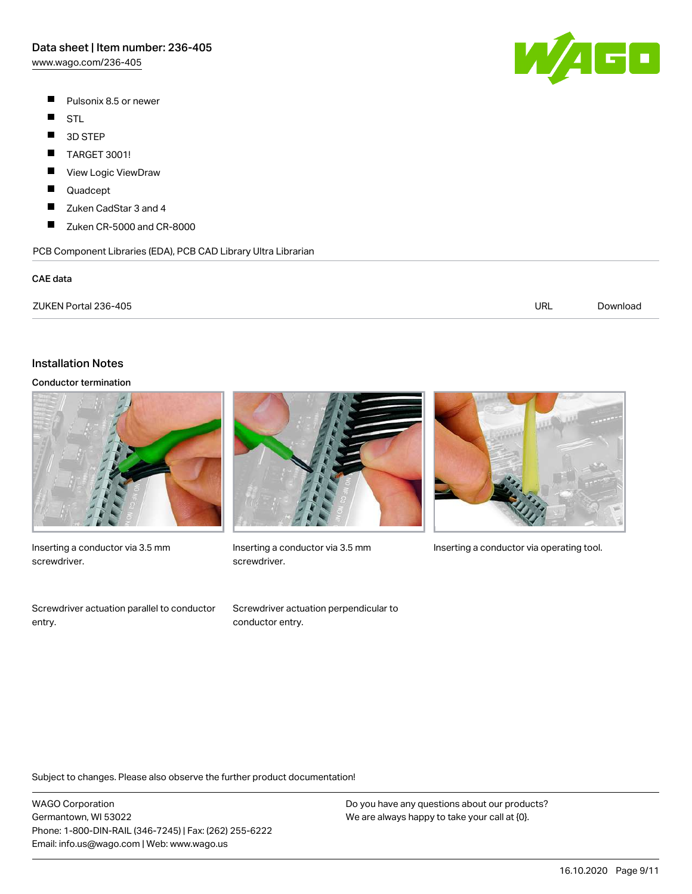- Pulsonix 8.5 or newer
- STL
- 3D STEP
- TARGET 3001!
- View Logic ViewDraw
- Quadcept
- Zuken CadStar 3 and 4
- Zuken CR-5000 and CR-8000

PCB Component Libraries (EDA), PCB CAD Library Ultra Librarian

**CAE data**

| ZUKEN Portal 236-405 | URL | Download |
|---|---|---|

## Installation Notes

### Conductor termination

Inserting a conductor via 3.5 mm screwdriver.

Inserting a conductor via 3.5 mm screwdriver.

Inserting a conductor via operating tool.

Screwdriver actuation parallel to conductor entry.

Screwdriver actuation perpendicular to conductor entry.

Subject to changes. Please also observe the further product documentation!

WAGO Corporation
Germantown, WI 53022
Phone: 1-800-DIN-RAIL (346-7245) | Fax: (262) 255-6222
Email: info.us@wago.com | Web: www.wago.us

Do you have any questions about our products?
We are always happy to take your call at {0}.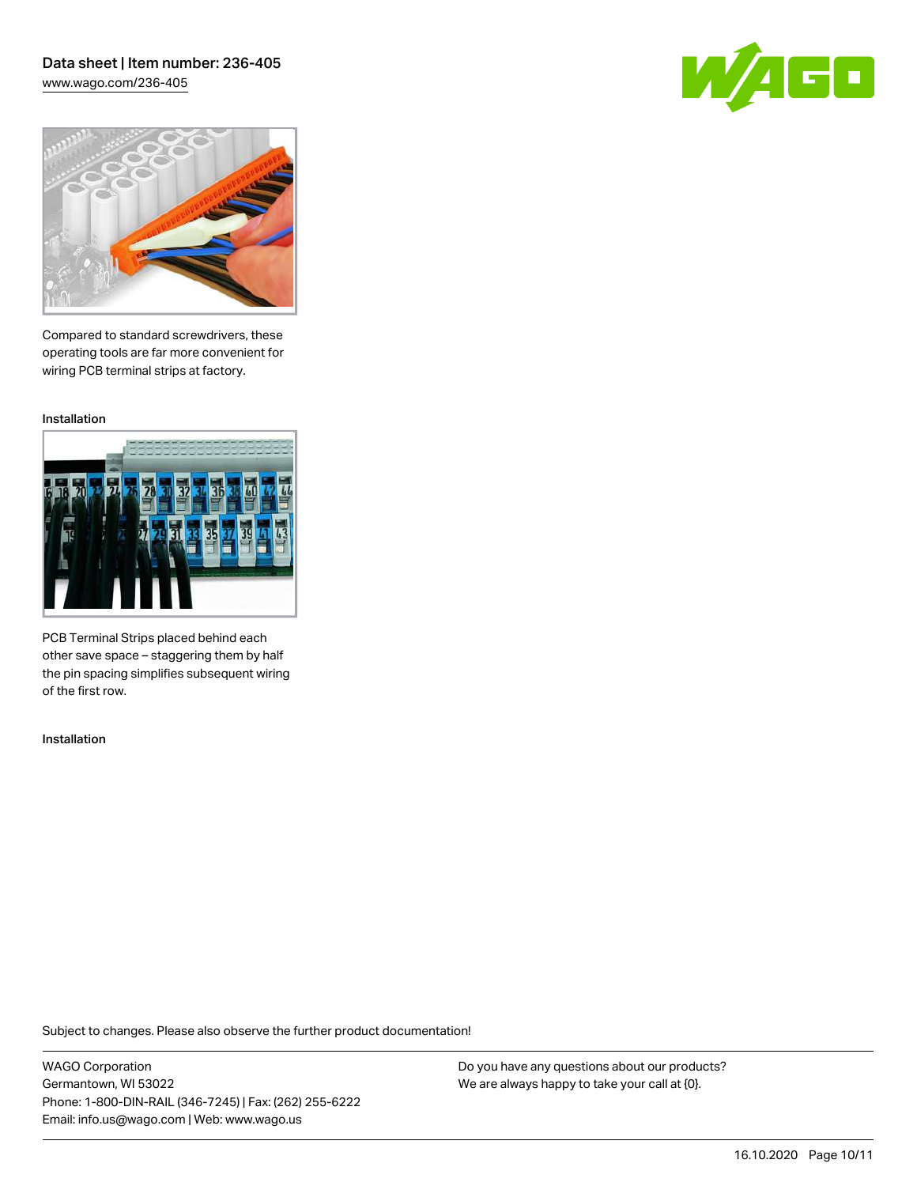Compared to standard screwdrivers, these operating tools are far more convenient for wiring PCB terminal strips at factory.

Installation

PCB Terminal Strips placed behind each other save space – staggering them by half the pin spacing simplifies subsequent wiring of the first row.

Installation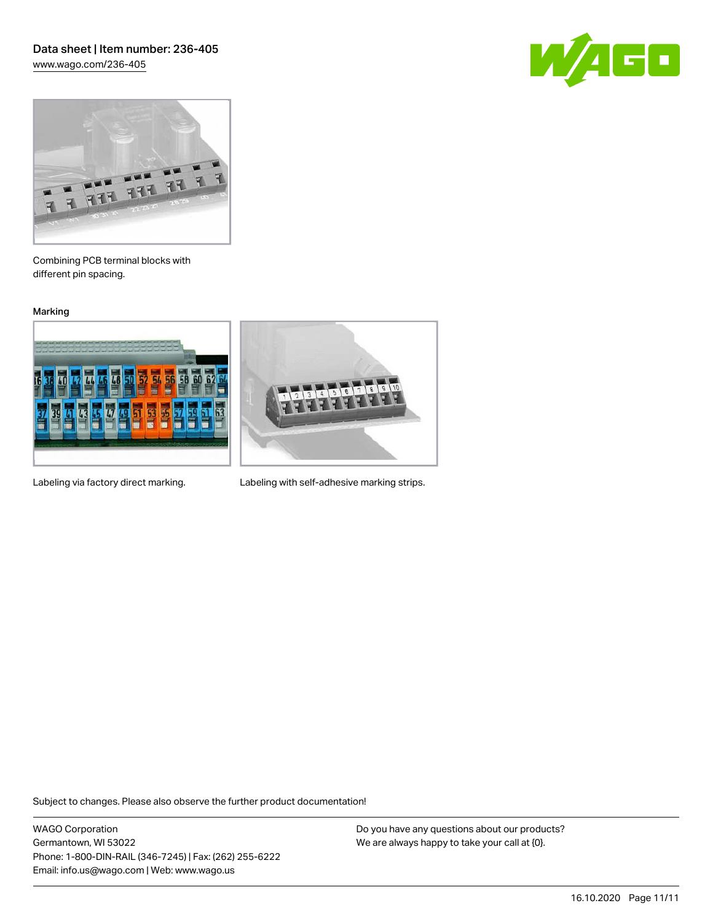Combining PCB terminal blocks with different pin spacing.

Marking

Labeling via factory direct marking.

Labeling with self-adhesive marking strips.

Subject to changes. Please also observe the further product documentation!

WAGO Corporation
Germantown, WI 53022
Phone: 1-800-DIN-RAIL (346-7245) | Fax: (262) 255-6222
Email: info.us@wago.com | Web: www.wago.us

Do you have any questions about our products?
We are always happy to take your call at {0}.